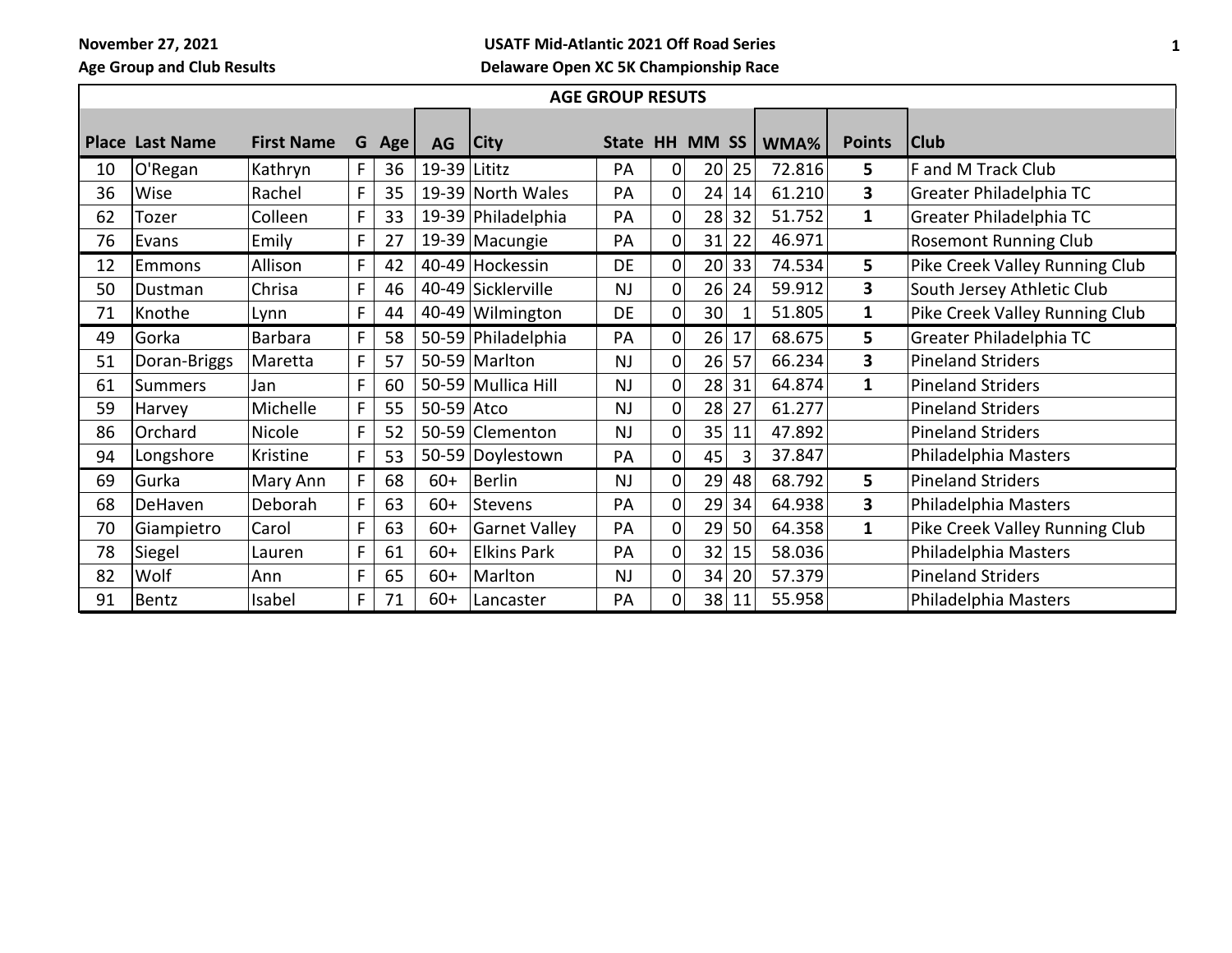November 27, 2021
Age Group and Club Results

USATF Mid-Atlantic 2021 Off Road Series
Delaware Open XC 5K Championship Race

## AGE GROUP RESUTS

| Place | Last Name | First Name | G | Age | AG | City | State | HH | MM | SS | WMA% | Points | Club |
|---|---|---|---|---|---|---|---|---|---|---|---|---|---|
| 10 | O'Regan | Kathryn | F | 36 | 19-39 | Lititz | PA | 0 | 20 | 25 | 72.816 | 5 | F and M Track Club |
| 36 | Wise | Rachel | F | 35 | 19-39 | North Wales | PA | 0 | 24 | 14 | 61.210 | 3 | Greater Philadelphia TC |
| 62 | Tozer | Colleen | F | 33 | 19-39 | Philadelphia | PA | 0 | 28 | 32 | 51.752 | 1 | Greater Philadelphia TC |
| 76 | Evans | Emily | F | 27 | 19-39 | Macungie | PA | 0 | 31 | 22 | 46.971 | | Rosemont Running Club |
| 12 | Emmons | Allison | F | 42 | 40-49 | Hockessin | DE | 0 | 20 | 33 | 74.534 | 5 | Pike Creek Valley Running Club |
| 50 | Dustman | Chrisa | F | 46 | 40-49 | Sicklerville | NJ | 0 | 26 | 24 | 59.912 | 3 | South Jersey Athletic Club |
| 71 | Knothe | Lynn | F | 44 | 40-49 | Wilmington | DE | 0 | 30 | 1 | 51.805 | 1 | Pike Creek Valley Running Club |
| 49 | Gorka | Barbara | F | 58 | 50-59 | Philadelphia | PA | 0 | 26 | 17 | 68.675 | 5 | Greater Philadelphia TC |
| 51 | Doran-Briggs | Maretta | F | 57 | 50-59 | Marlton | NJ | 0 | 26 | 57 | 66.234 | 3 | Pineland Striders |
| 61 | Summers | Jan | F | 60 | 50-59 | Mullica Hill | NJ | 0 | 28 | 31 | 64.874 | 1 | Pineland Striders |
| 59 | Harvey | Michelle | F | 55 | 50-59 | Atco | NJ | 0 | 28 | 27 | 61.277 | | Pineland Striders |
| 86 | Orchard | Nicole | F | 52 | 50-59 | Clementon | NJ | 0 | 35 | 11 | 47.892 | | Pineland Striders |
| 94 | Longshore | Kristine | F | 53 | 50-59 | Doylestown | PA | 0 | 45 | 3 | 37.847 | | Philadelphia Masters |
| 69 | Gurka | Mary Ann | F | 68 | 60+ | Berlin | NJ | 0 | 29 | 48 | 68.792 | 5 | Pineland Striders |
| 68 | DeHaven | Deborah | F | 63 | 60+ | Stevens | PA | 0 | 29 | 34 | 64.938 | 3 | Philadelphia Masters |
| 70 | Giampietro | Carol | F | 63 | 60+ | Garnet Valley | PA | 0 | 29 | 50 | 64.358 | 1 | Pike Creek Valley Running Club |
| 78 | Siegel | Lauren | F | 61 | 60+ | Elkins Park | PA | 0 | 32 | 15 | 58.036 | | Philadelphia Masters |
| 82 | Wolf | Ann | F | 65 | 60+ | Marlton | NJ | 0 | 34 | 20 | 57.379 | | Pineland Striders |
| 91 | Bentz | Isabel | F | 71 | 60+ | Lancaster | PA | 0 | 38 | 11 | 55.958 | | Philadelphia Masters |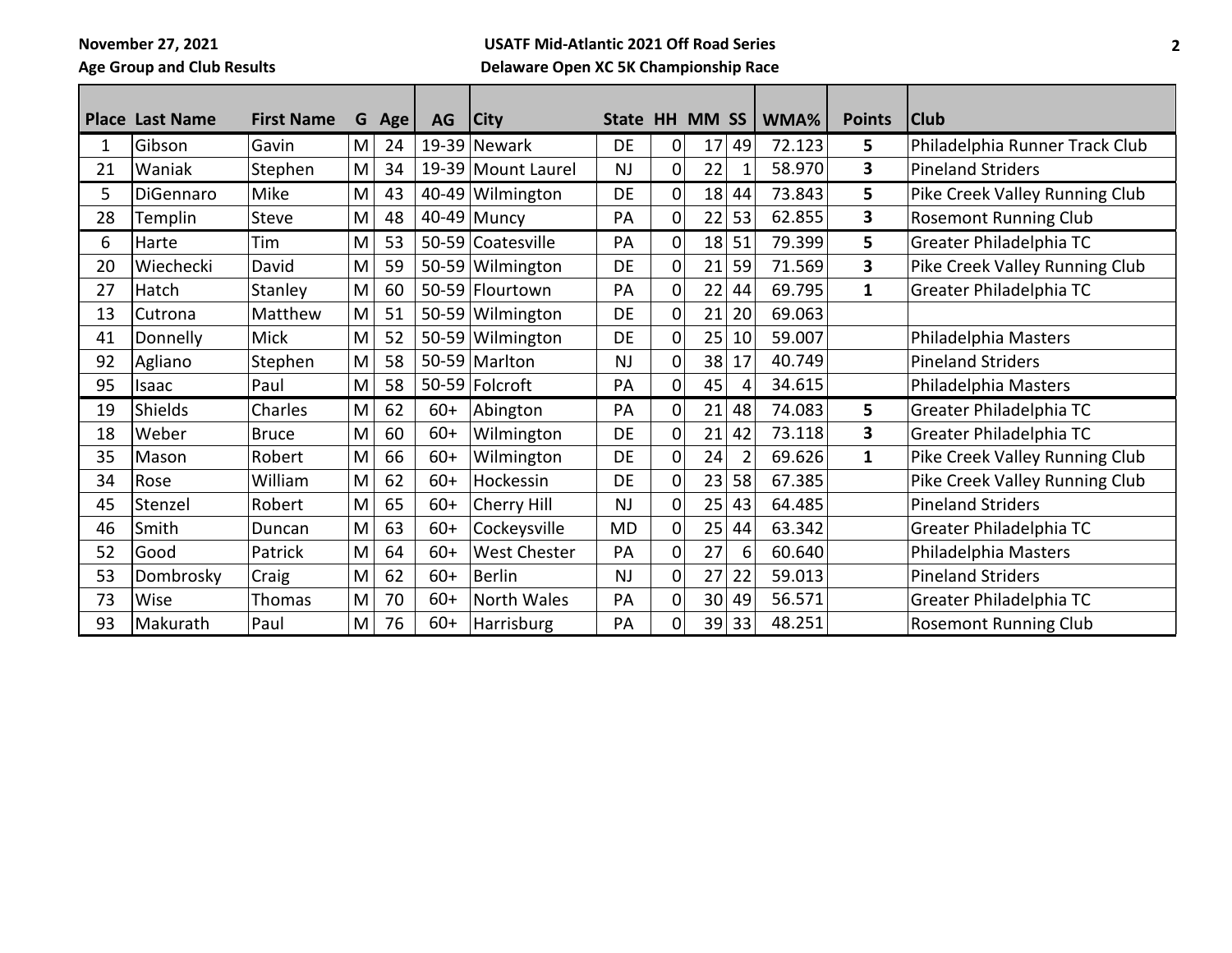November 27, 2021
Age Group and Club Results

USATF Mid-Atlantic 2021 Off Road Series
Delaware Open XC 5K Championship Race

| Place | Last Name | First Name | G | Age | AG | City | State | HH | MM | SS | WMA% | Points | Club |
|---|---|---|---|---|---|---|---|---|---|---|---|---|---|
| 1 | Gibson | Gavin | M | 24 | 19-39 | Newark | DE | 0 | 17 | 49 | 72.123 | 5 | Philadelphia Runner Track Club |
| 21 | Waniak | Stephen | M | 34 | 19-39 | Mount Laurel | NJ | 0 | 22 | 1 | 58.970 | 3 | Pineland Striders |
| 5 | DiGennaro | Mike | M | 43 | 40-49 | Wilmington | DE | 0 | 18 | 44 | 73.843 | 5 | Pike Creek Valley Running Club |
| 28 | Templin | Steve | M | 48 | 40-49 | Muncy | PA | 0 | 22 | 53 | 62.855 | 3 | Rosemont Running Club |
| 6 | Harte | Tim | M | 53 | 50-59 | Coatesville | PA | 0 | 18 | 51 | 79.399 | 5 | Greater Philadelphia TC |
| 20 | Wiechecki | David | M | 59 | 50-59 | Wilmington | DE | 0 | 21 | 59 | 71.569 | 3 | Pike Creek Valley Running Club |
| 27 | Hatch | Stanley | M | 60 | 50-59 | Flourtown | PA | 0 | 22 | 44 | 69.795 | 1 | Greater Philadelphia TC |
| 13 | Cutrona | Matthew | M | 51 | 50-59 | Wilmington | DE | 0 | 21 | 20 | 69.063 | | |
| 41 | Donnelly | Mick | M | 52 | 50-59 | Wilmington | DE | 0 | 25 | 10 | 59.007 | | Philadelphia Masters |
| 92 | Agliano | Stephen | M | 58 | 50-59 | Marlton | NJ | 0 | 38 | 17 | 40.749 | | Pineland Striders |
| 95 | Isaac | Paul | M | 58 | 50-59 | Folcroft | PA | 0 | 45 | 4 | 34.615 | | Philadelphia Masters |
| 19 | Shields | Charles | M | 62 | 60+ | Abington | PA | 0 | 21 | 48 | 74.083 | 5 | Greater Philadelphia TC |
| 18 | Weber | Bruce | M | 60 | 60+ | Wilmington | DE | 0 | 21 | 42 | 73.118 | 3 | Greater Philadelphia TC |
| 35 | Mason | Robert | M | 66 | 60+ | Wilmington | DE | 0 | 24 | 2 | 69.626 | 1 | Pike Creek Valley Running Club |
| 34 | Rose | William | M | 62 | 60+ | Hockessin | DE | 0 | 23 | 58 | 67.385 | | Pike Creek Valley Running Club |
| 45 | Stenzel | Robert | M | 65 | 60+ | Cherry Hill | NJ | 0 | 25 | 43 | 64.485 | | Pineland Striders |
| 46 | Smith | Duncan | M | 63 | 60+ | Cockeysville | MD | 0 | 25 | 44 | 63.342 | | Greater Philadelphia TC |
| 52 | Good | Patrick | M | 64 | 60+ | West Chester | PA | 0 | 27 | 6 | 60.640 | | Philadelphia Masters |
| 53 | Dombrosky | Craig | M | 62 | 60+ | Berlin | NJ | 0 | 27 | 22 | 59.013 | | Pineland Striders |
| 73 | Wise | Thomas | M | 70 | 60+ | North Wales | PA | 0 | 30 | 49 | 56.571 | | Greater Philadelphia TC |
| 93 | Makurath | Paul | M | 76 | 60+ | Harrisburg | PA | 0 | 39 | 33 | 48.251 | | Rosemont Running Club |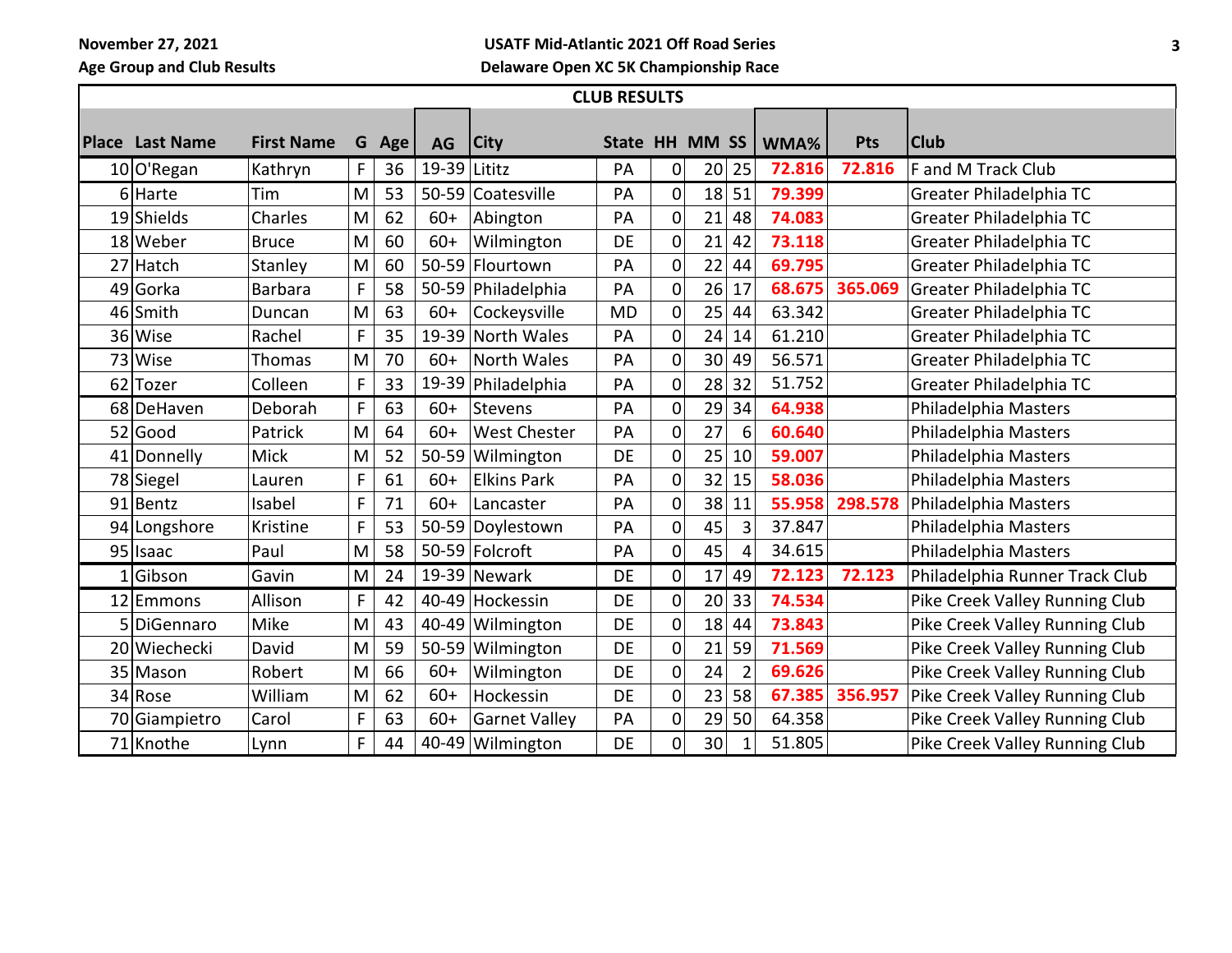November 27, 2021

Age Group and Club Results

**USATF Mid-Atlantic 2021 Off Road Series**

**Delaware Open XC 5K Championship Race**

**CLUB RESULTS**

| Place | Last Name | First Name | G | Age | AG | City | State | HH | MM | SS | WMA% | Pts | Club |
|---|---|---|---|---|---|---|---|---|---|---|---|---|---|
| 10 | O'Regan | Kathryn | F | 36 | 19-39 | Lititz | PA | 0 | 20 | 25 | **72.816** | **72.816** | F and M Track Club |
| 6 | Harte | Tim | M | 53 | 50-59 | Coatesville | PA | 0 | 18 | 51 | **79.399** | | Greater Philadelphia TC |
| 19 | Shields | Charles | M | 62 | 60+ | Abington | PA | 0 | 21 | 48 | **74.083** | | Greater Philadelphia TC |
| 18 | Weber | Bruce | M | 60 | 60+ | Wilmington | DE | 0 | 21 | 42 | **73.118** | | Greater Philadelphia TC |
| 27 | Hatch | Stanley | M | 60 | 50-59 | Flourtown | PA | 0 | 22 | 44 | **69.795** | | Greater Philadelphia TC |
| 49 | Gorka | Barbara | F | 58 | 50-59 | Philadelphia | PA | 0 | 26 | 17 | **68.675** | **365.069** | Greater Philadelphia TC |
| 46 | Smith | Duncan | M | 63 | 60+ | Cockeysville | MD | 0 | 25 | 44 | 63.342 | | Greater Philadelphia TC |
| 36 | Wise | Rachel | F | 35 | 19-39 | North Wales | PA | 0 | 24 | 14 | 61.210 | | Greater Philadelphia TC |
| 73 | Wise | Thomas | M | 70 | 60+ | North Wales | PA | 0 | 30 | 49 | 56.571 | | Greater Philadelphia TC |
| 62 | Tozer | Colleen | F | 33 | 19-39 | Philadelphia | PA | 0 | 28 | 32 | 51.752 | | Greater Philadelphia TC |
| 68 | DeHaven | Deborah | F | 63 | 60+ | Stevens | PA | 0 | 29 | 34 | **64.938** | | Philadelphia Masters |
| 52 | Good | Patrick | M | 64 | 60+ | West Chester | PA | 0 | 27 | 6 | **60.640** | | Philadelphia Masters |
| 41 | Donnelly | Mick | M | 52 | 50-59 | Wilmington | DE | 0 | 25 | 10 | **59.007** | | Philadelphia Masters |
| 78 | Siegel | Lauren | F | 61 | 60+ | Elkins Park | PA | 0 | 32 | 15 | **58.036** | | Philadelphia Masters |
| 91 | Bentz | Isabel | F | 71 | 60+ | Lancaster | PA | 0 | 38 | 11 | **55.958** | **298.578** | Philadelphia Masters |
| 94 | Longshore | Kristine | F | 53 | 50-59 | Doylestown | PA | 0 | 45 | 3 | 37.847 | | Philadelphia Masters |
| 95 | Isaac | Paul | M | 58 | 50-59 | Folcroft | PA | 0 | 45 | 4 | 34.615 | | Philadelphia Masters |
| 1 | Gibson | Gavin | M | 24 | 19-39 | Newark | DE | 0 | 17 | 49 | **72.123** | **72.123** | Philadelphia Runner Track Club |
| 12 | Emmons | Allison | F | 42 | 40-49 | Hockessin | DE | 0 | 20 | 33 | **74.534** | | Pike Creek Valley Running Club |
| 5 | DiGennaro | Mike | M | 43 | 40-49 | Wilmington | DE | 0 | 18 | 44 | **73.843** | | Pike Creek Valley Running Club |
| 20 | Wiechecki | David | M | 59 | 50-59 | Wilmington | DE | 0 | 21 | 59 | **71.569** | | Pike Creek Valley Running Club |
| 35 | Mason | Robert | M | 66 | 60+ | Wilmington | DE | 0 | 24 | 2 | **69.626** | | Pike Creek Valley Running Club |
| 34 | Rose | William | M | 62 | 60+ | Hockessin | DE | 0 | 23 | 58 | **67.385** | **356.957** | Pike Creek Valley Running Club |
| 70 | Giampietro | Carol | F | 63 | 60+ | Garnet Valley | PA | 0 | 29 | 50 | 64.358 | | Pike Creek Valley Running Club |
| 71 | Knothe | Lynn | F | 44 | 40-49 | Wilmington | DE | 0 | 30 | 1 | 51.805 | | Pike Creek Valley Running Club |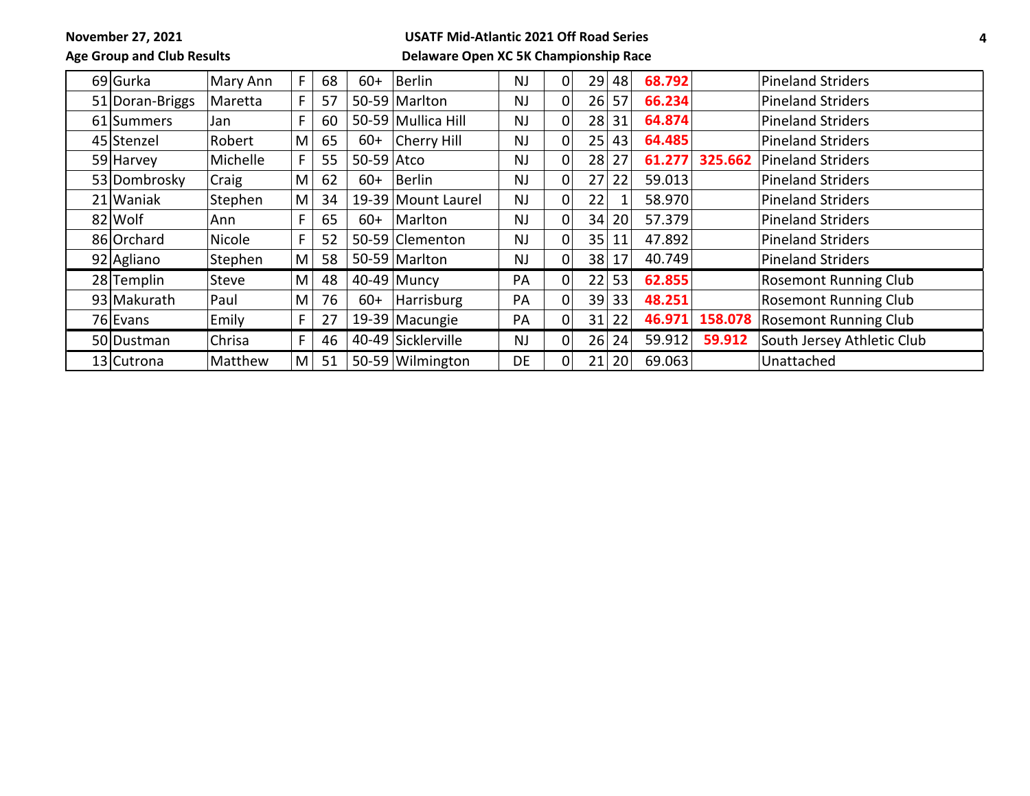November 27, 2021
Age Group and Club Results

USATF Mid-Atlantic 2021 Off Road Series
Delaware Open XC 5K Championship Race

| | | | | | | | | | | | | | |
|---|---|---|---|---|---|---|---|---|---|---|---|---|---|
| 69 | Gurka | Mary Ann | F | 68 | 60+ | Berlin | NJ | 0 | 29 | 48 | **68.792** | | Pineland Striders |
| 51 | Doran-Briggs | Maretta | F | 57 | 50-59 | Marlton | NJ | 0 | 26 | 57 | **66.234** | | Pineland Striders |
| 61 | Summers | Jan | F | 60 | 50-59 | Mullica Hill | NJ | 0 | 28 | 31 | **64.874** | | Pineland Striders |
| 45 | Stenzel | Robert | M | 65 | 60+ | Cherry Hill | NJ | 0 | 25 | 43 | **64.485** | | Pineland Striders |
| 59 | Harvey | Michelle | F | 55 | 50-59 | Atco | NJ | 0 | 28 | 27 | **61.277** | **325.662** | Pineland Striders |
| 53 | Dombrosky | Craig | M | 62 | 60+ | Berlin | NJ | 0 | 27 | 22 | 59.013 | | Pineland Striders |
| 21 | Waniak | Stephen | M | 34 | 19-39 | Mount Laurel | NJ | 0 | 22 | 1 | 58.970 | | Pineland Striders |
| 82 | Wolf | Ann | F | 65 | 60+ | Marlton | NJ | 0 | 34 | 20 | 57.379 | | Pineland Striders |
| 86 | Orchard | Nicole | F | 52 | 50-59 | Clementon | NJ | 0 | 35 | 11 | 47.892 | | Pineland Striders |
| 92 | Agliano | Stephen | M | 58 | 50-59 | Marlton | NJ | 0 | 38 | 17 | 40.749 | | Pineland Striders |
| 28 | Templin | Steve | M | 48 | 40-49 | Muncy | PA | 0 | 22 | 53 | **62.855** | | Rosemont Running Club |
| 93 | Makurath | Paul | M | 76 | 60+ | Harrisburg | PA | 0 | 39 | 33 | **48.251** | | Rosemont Running Club |
| 76 | Evans | Emily | F | 27 | 19-39 | Macungie | PA | 0 | 31 | 22 | **46.971** | **158.078** | Rosemont Running Club |
| 50 | Dustman | Chrisa | F | 46 | 40-49 | Sicklerville | NJ | 0 | 26 | 24 | 59.912 | **59.912** | South Jersey Athletic Club |
| 13 | Cutrona | Matthew | M | 51 | 50-59 | Wilmington | DE | 0 | 21 | 20 | 69.063 | | Unattached |